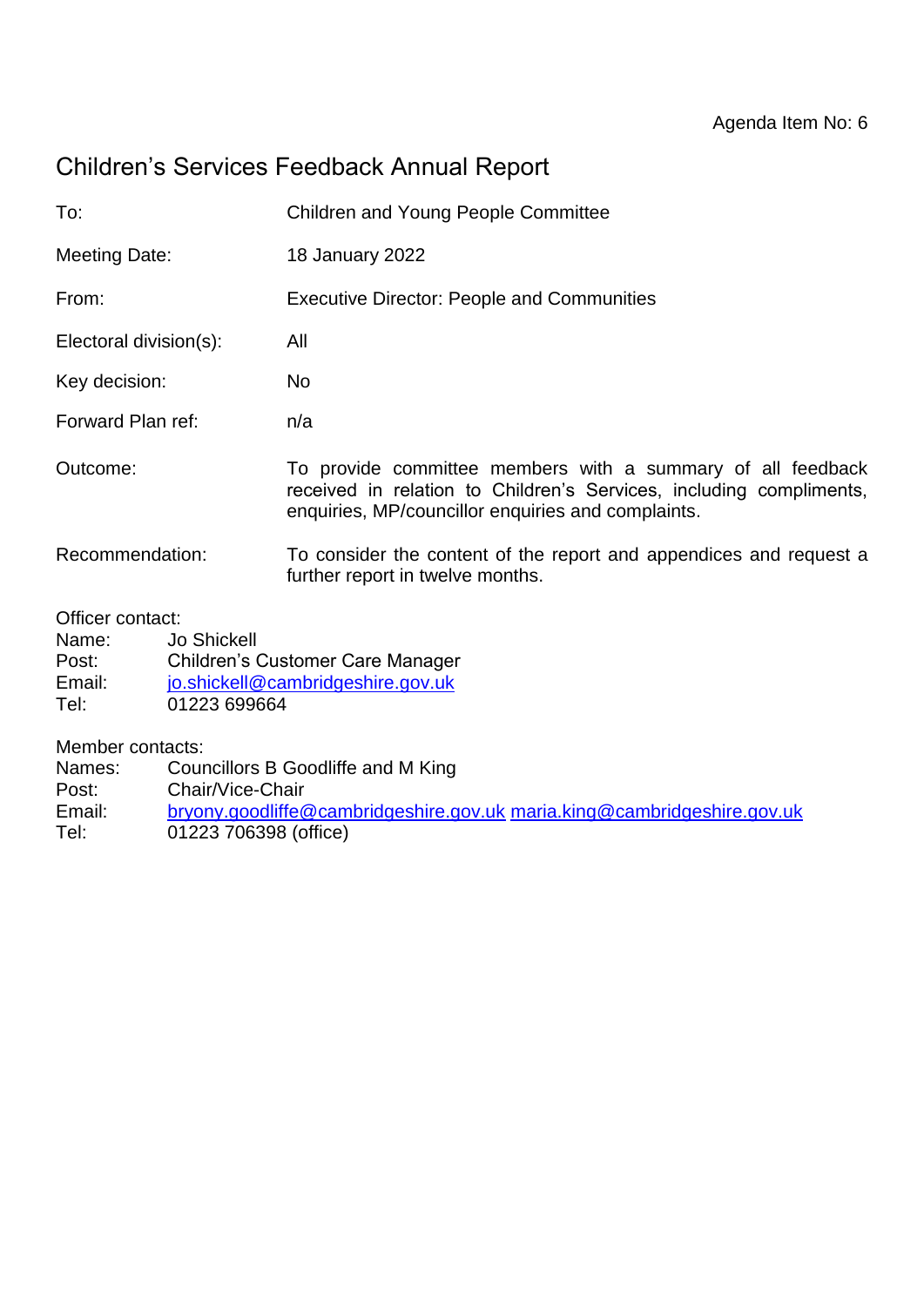Agenda Item No: 6

# Children's Services Feedback Annual Report

| | |
|---|---|
| To: | Children and Young People Committee |
| Meeting Date: | 18 January 2022 |
| From: | Executive Director: People and Communities |
| Electoral division(s): | All |
| Key decision: | No |
| Forward Plan ref: | n/a |
| Outcome: | To provide committee members with a summary of all feedback received in relation to Children's Services, including compliments, enquiries, MP/councillor enquiries and complaints. |
| Recommendation: | To consider the content of the report and appendices and request a further report in twelve months. |

Officer contact:
Name: Jo Shickell
Post: Children's Customer Care Manager
Email: jo.shickell@cambridgeshire.gov.uk
Tel: 01223 699664

Member contacts:
Names: Councillors B Goodliffe and M King
Post: Chair/Vice-Chair
Email: bryony.goodliffe@cambridgeshire.gov.uk maria.king@cambridgeshire.gov.uk
Tel: 01223 706398 (office)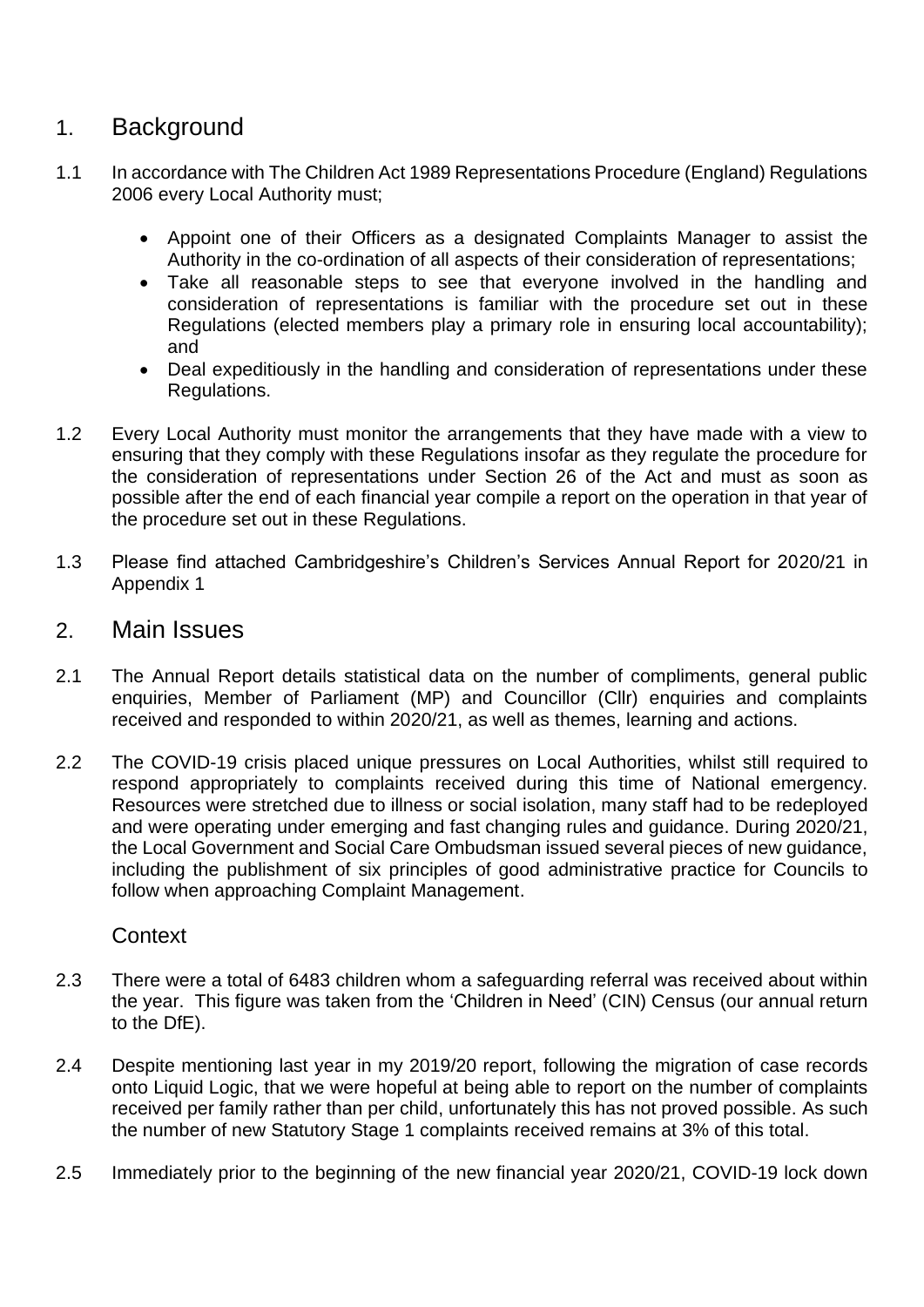## 1. Background

1.1 In accordance with The Children Act 1989 Representations Procedure (England) Regulations 2006 every Local Authority must;

- Appoint one of their Officers as a designated Complaints Manager to assist the Authority in the co-ordination of all aspects of their consideration of representations;
- Take all reasonable steps to see that everyone involved in the handling and consideration of representations is familiar with the procedure set out in these Regulations (elected members play a primary role in ensuring local accountability); and
- Deal expeditiously in the handling and consideration of representations under these Regulations.

1.2 Every Local Authority must monitor the arrangements that they have made with a view to ensuring that they comply with these Regulations insofar as they regulate the procedure for the consideration of representations under Section 26 of the Act and must as soon as possible after the end of each financial year compile a report on the operation in that year of the procedure set out in these Regulations.

1.3 Please find attached Cambridgeshire's Children's Services Annual Report for 2020/21 in Appendix 1

## 2. Main Issues

2.1 The Annual Report details statistical data on the number of compliments, general public enquiries, Member of Parliament (MP) and Councillor (Cllr) enquiries and complaints received and responded to within 2020/21, as well as themes, learning and actions.

2.2 The COVID-19 crisis placed unique pressures on Local Authorities, whilst still required to respond appropriately to complaints received during this time of National emergency. Resources were stretched due to illness or social isolation, many staff had to be redeployed and were operating under emerging and fast changing rules and guidance. During 2020/21, the Local Government and Social Care Ombudsman issued several pieces of new guidance, including the publishment of six principles of good administrative practice for Councils to follow when approaching Complaint Management.

### Context

2.3 There were a total of 6483 children whom a safeguarding referral was received about within the year. This figure was taken from the 'Children in Need' (CIN) Census (our annual return to the DfE).

2.4 Despite mentioning last year in my 2019/20 report, following the migration of case records onto Liquid Logic, that we were hopeful at being able to report on the number of complaints received per family rather than per child, unfortunately this has not proved possible. As such the number of new Statutory Stage 1 complaints received remains at 3% of this total.

2.5 Immediately prior to the beginning of the new financial year 2020/21, COVID-19 lock down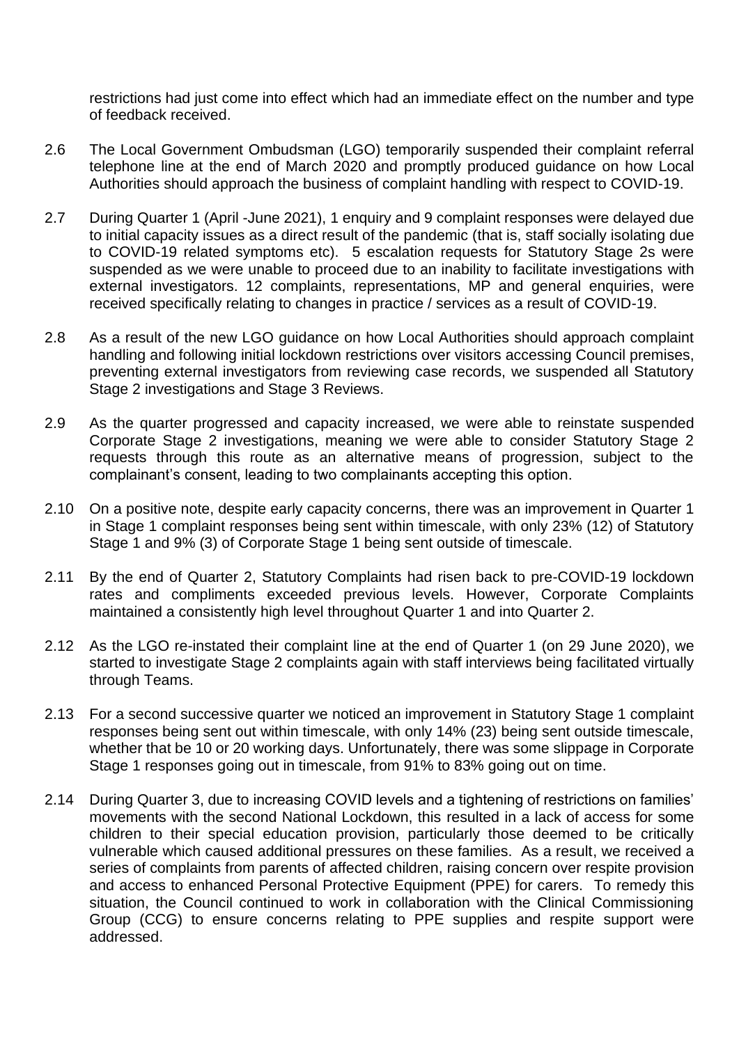restrictions had just come into effect which had an immediate effect on the number and type of feedback received.

2.6 The Local Government Ombudsman (LGO) temporarily suspended their complaint referral telephone line at the end of March 2020 and promptly produced guidance on how Local Authorities should approach the business of complaint handling with respect to COVID-19.

2.7 During Quarter 1 (April -June 2021), 1 enquiry and 9 complaint responses were delayed due to initial capacity issues as a direct result of the pandemic (that is, staff socially isolating due to COVID-19 related symptoms etc). 5 escalation requests for Statutory Stage 2s were suspended as we were unable to proceed due to an inability to facilitate investigations with external investigators. 12 complaints, representations, MP and general enquiries, were received specifically relating to changes in practice / services as a result of COVID-19.

2.8 As a result of the new LGO guidance on how Local Authorities should approach complaint handling and following initial lockdown restrictions over visitors accessing Council premises, preventing external investigators from reviewing case records, we suspended all Statutory Stage 2 investigations and Stage 3 Reviews.

2.9 As the quarter progressed and capacity increased, we were able to reinstate suspended Corporate Stage 2 investigations, meaning we were able to consider Statutory Stage 2 requests through this route as an alternative means of progression, subject to the complainant's consent, leading to two complainants accepting this option.

2.10 On a positive note, despite early capacity concerns, there was an improvement in Quarter 1 in Stage 1 complaint responses being sent within timescale, with only 23% (12) of Statutory Stage 1 and 9% (3) of Corporate Stage 1 being sent outside of timescale.

2.11 By the end of Quarter 2, Statutory Complaints had risen back to pre-COVID-19 lockdown rates and compliments exceeded previous levels. However, Corporate Complaints maintained a consistently high level throughout Quarter 1 and into Quarter 2.

2.12 As the LGO re-instated their complaint line at the end of Quarter 1 (on 29 June 2020), we started to investigate Stage 2 complaints again with staff interviews being facilitated virtually through Teams.

2.13 For a second successive quarter we noticed an improvement in Statutory Stage 1 complaint responses being sent out within timescale, with only 14% (23) being sent outside timescale, whether that be 10 or 20 working days. Unfortunately, there was some slippage in Corporate Stage 1 responses going out in timescale, from 91% to 83% going out on time.

2.14 During Quarter 3, due to increasing COVID levels and a tightening of restrictions on families' movements with the second National Lockdown, this resulted in a lack of access for some children to their special education provision, particularly those deemed to be critically vulnerable which caused additional pressures on these families. As a result, we received a series of complaints from parents of affected children, raising concern over respite provision and access to enhanced Personal Protective Equipment (PPE) for carers. To remedy this situation, the Council continued to work in collaboration with the Clinical Commissioning Group (CCG) to ensure concerns relating to PPE supplies and respite support were addressed.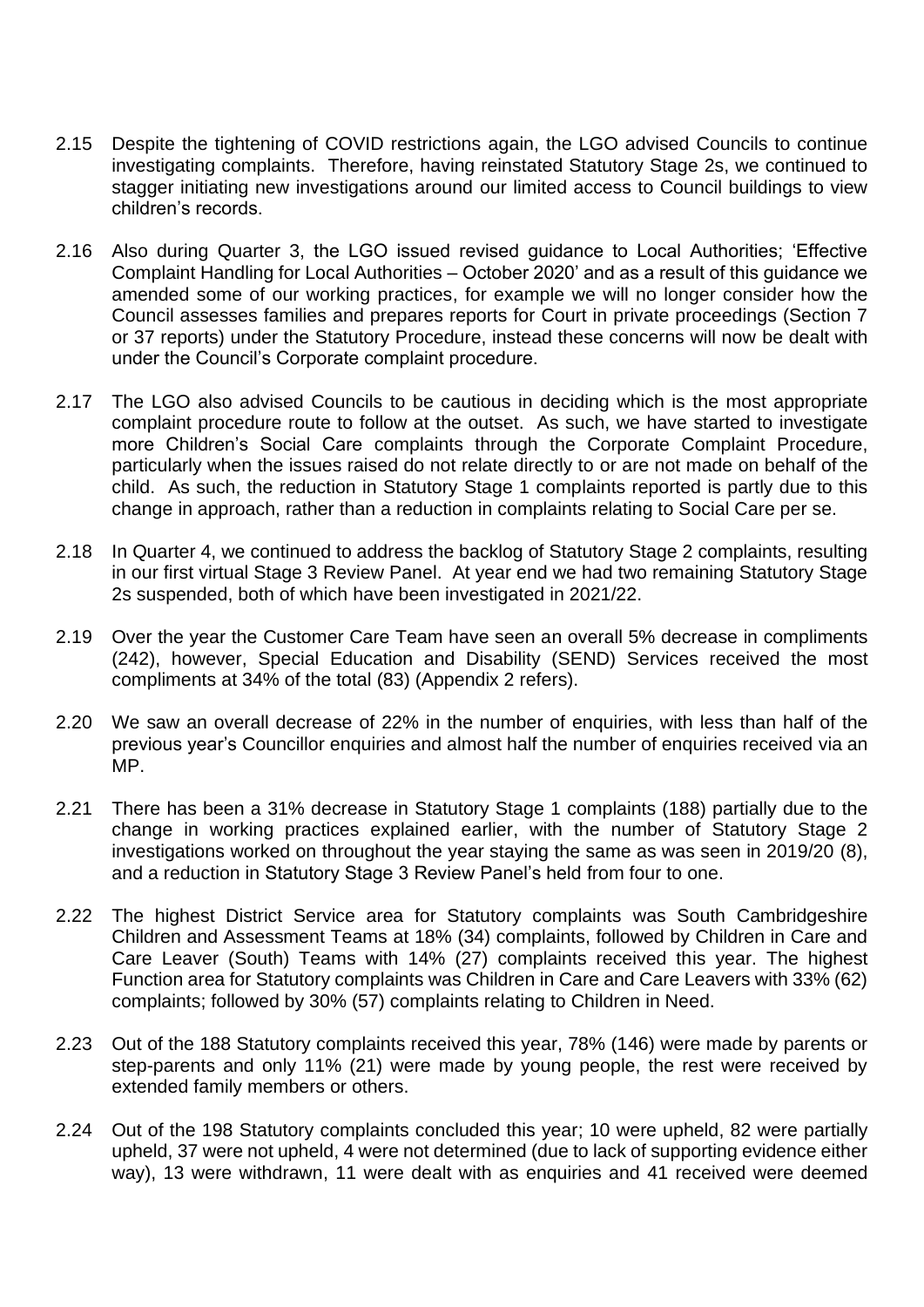2.15 Despite the tightening of COVID restrictions again, the LGO advised Councils to continue investigating complaints. Therefore, having reinstated Statutory Stage 2s, we continued to stagger initiating new investigations around our limited access to Council buildings to view children's records.

2.16 Also during Quarter 3, the LGO issued revised guidance to Local Authorities; 'Effective Complaint Handling for Local Authorities – October 2020' and as a result of this guidance we amended some of our working practices, for example we will no longer consider how the Council assesses families and prepares reports for Court in private proceedings (Section 7 or 37 reports) under the Statutory Procedure, instead these concerns will now be dealt with under the Council's Corporate complaint procedure.

2.17 The LGO also advised Councils to be cautious in deciding which is the most appropriate complaint procedure route to follow at the outset. As such, we have started to investigate more Children's Social Care complaints through the Corporate Complaint Procedure, particularly when the issues raised do not relate directly to or are not made on behalf of the child. As such, the reduction in Statutory Stage 1 complaints reported is partly due to this change in approach, rather than a reduction in complaints relating to Social Care per se.

2.18 In Quarter 4, we continued to address the backlog of Statutory Stage 2 complaints, resulting in our first virtual Stage 3 Review Panel. At year end we had two remaining Statutory Stage 2s suspended, both of which have been investigated in 2021/22.

2.19 Over the year the Customer Care Team have seen an overall 5% decrease in compliments (242), however, Special Education and Disability (SEND) Services received the most compliments at 34% of the total (83) (Appendix 2 refers).

2.20 We saw an overall decrease of 22% in the number of enquiries, with less than half of the previous year's Councillor enquiries and almost half the number of enquiries received via an MP.

2.21 There has been a 31% decrease in Statutory Stage 1 complaints (188) partially due to the change in working practices explained earlier, with the number of Statutory Stage 2 investigations worked on throughout the year staying the same as was seen in 2019/20 (8), and a reduction in Statutory Stage 3 Review Panel's held from four to one.

2.22 The highest District Service area for Statutory complaints was South Cambridgeshire Children and Assessment Teams at 18% (34) complaints, followed by Children in Care and Care Leaver (South) Teams with 14% (27) complaints received this year. The highest Function area for Statutory complaints was Children in Care and Care Leavers with 33% (62) complaints; followed by 30% (57) complaints relating to Children in Need.

2.23 Out of the 188 Statutory complaints received this year, 78% (146) were made by parents or step-parents and only 11% (21) were made by young people, the rest were received by extended family members or others.

2.24 Out of the 198 Statutory complaints concluded this year; 10 were upheld, 82 were partially upheld, 37 were not upheld, 4 were not determined (due to lack of supporting evidence either way), 13 were withdrawn, 11 were dealt with as enquiries and 41 received were deemed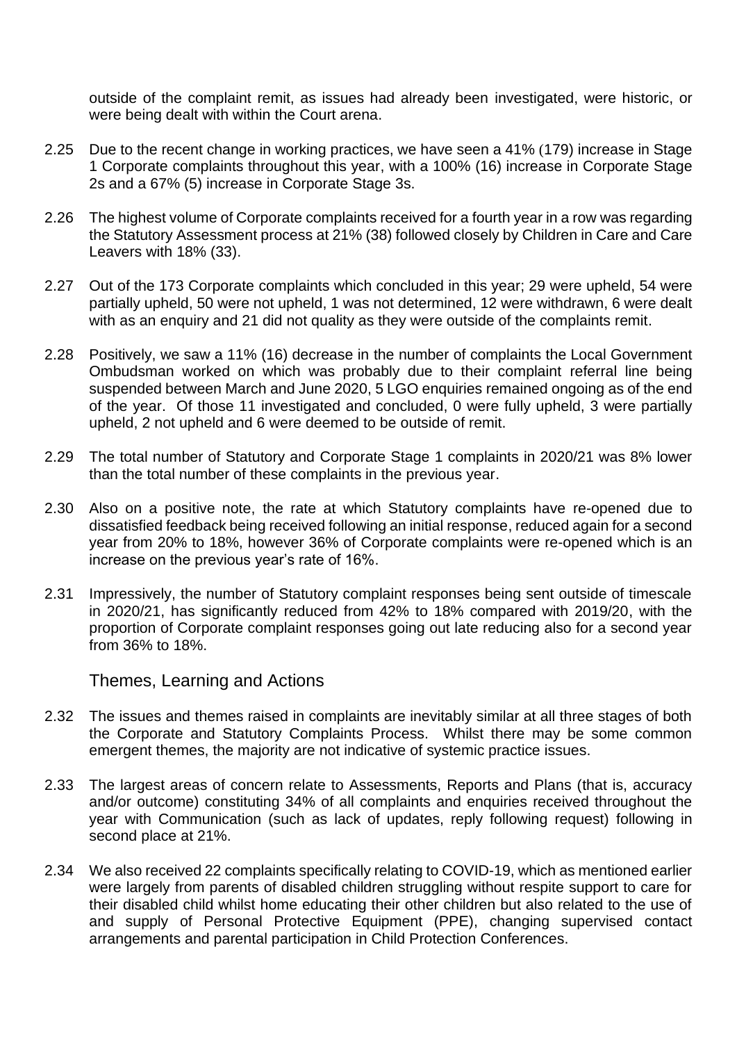outside of the complaint remit, as issues had already been investigated, were historic, or were being dealt with within the Court arena.

2.25 Due to the recent change in working practices, we have seen a 41% (179) increase in Stage 1 Corporate complaints throughout this year, with a 100% (16) increase in Corporate Stage 2s and a 67% (5) increase in Corporate Stage 3s.

2.26 The highest volume of Corporate complaints received for a fourth year in a row was regarding the Statutory Assessment process at 21% (38) followed closely by Children in Care and Care Leavers with 18% (33).

2.27 Out of the 173 Corporate complaints which concluded in this year; 29 were upheld, 54 were partially upheld, 50 were not upheld, 1 was not determined, 12 were withdrawn, 6 were dealt with as an enquiry and 21 did not quality as they were outside of the complaints remit.

2.28 Positively, we saw a 11% (16) decrease in the number of complaints the Local Government Ombudsman worked on which was probably due to their complaint referral line being suspended between March and June 2020, 5 LGO enquiries remained ongoing as of the end of the year. Of those 11 investigated and concluded, 0 were fully upheld, 3 were partially upheld, 2 not upheld and 6 were deemed to be outside of remit.

2.29 The total number of Statutory and Corporate Stage 1 complaints in 2020/21 was 8% lower than the total number of these complaints in the previous year.

2.30 Also on a positive note, the rate at which Statutory complaints have re-opened due to dissatisfied feedback being received following an initial response, reduced again for a second year from 20% to 18%, however 36% of Corporate complaints were re-opened which is an increase on the previous year's rate of 16%.

2.31 Impressively, the number of Statutory complaint responses being sent outside of timescale in 2020/21, has significantly reduced from 42% to 18% compared with 2019/20, with the proportion of Corporate complaint responses going out late reducing also for a second year from 36% to 18%.

## Themes, Learning and Actions

2.32 The issues and themes raised in complaints are inevitably similar at all three stages of both the Corporate and Statutory Complaints Process. Whilst there may be some common emergent themes, the majority are not indicative of systemic practice issues.

2.33 The largest areas of concern relate to Assessments, Reports and Plans (that is, accuracy and/or outcome) constituting 34% of all complaints and enquiries received throughout the year with Communication (such as lack of updates, reply following request) following in second place at 21%.

2.34 We also received 22 complaints specifically relating to COVID-19, which as mentioned earlier were largely from parents of disabled children struggling without respite support to care for their disabled child whilst home educating their other children but also related to the use of and supply of Personal Protective Equipment (PPE), changing supervised contact arrangements and parental participation in Child Protection Conferences.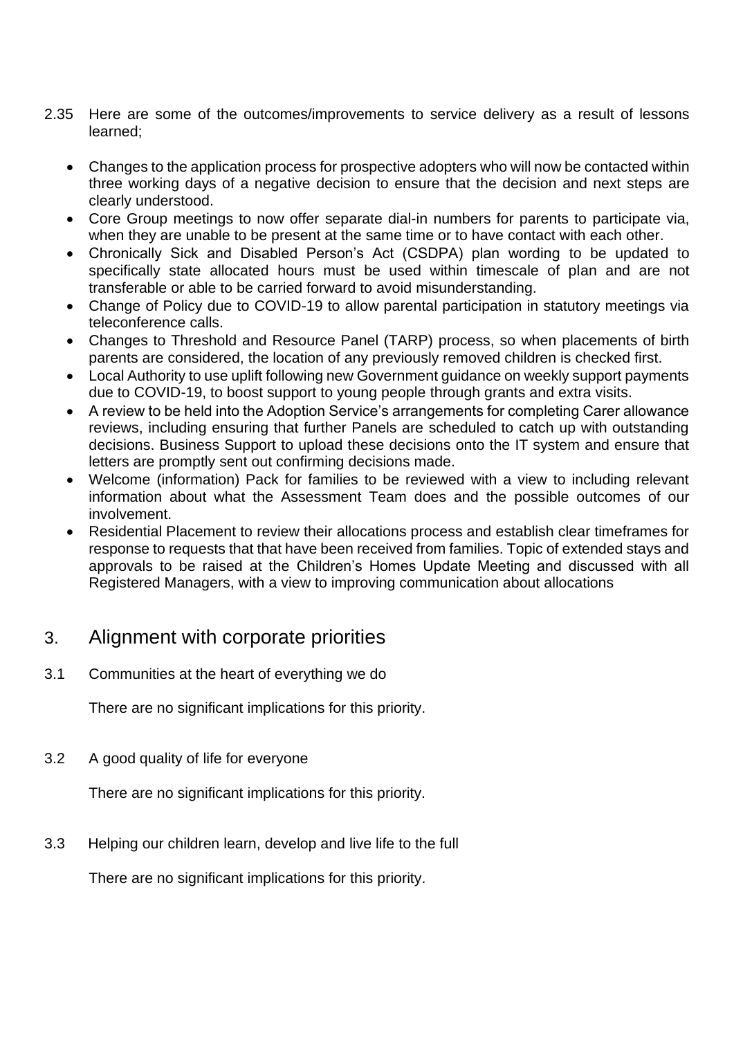2.35 Here are some of the outcomes/improvements to service delivery as a result of lessons learned;

- Changes to the application process for prospective adopters who will now be contacted within three working days of a negative decision to ensure that the decision and next steps are clearly understood.
- Core Group meetings to now offer separate dial-in numbers for parents to participate via, when they are unable to be present at the same time or to have contact with each other.
- Chronically Sick and Disabled Person's Act (CSDPA) plan wording to be updated to specifically state allocated hours must be used within timescale of plan and are not transferable or able to be carried forward to avoid misunderstanding.
- Change of Policy due to COVID-19 to allow parental participation in statutory meetings via teleconference calls.
- Changes to Threshold and Resource Panel (TARP) process, so when placements of birth parents are considered, the location of any previously removed children is checked first.
- Local Authority to use uplift following new Government guidance on weekly support payments due to COVID-19, to boost support to young people through grants and extra visits.
- A review to be held into the Adoption Service's arrangements for completing Carer allowance reviews, including ensuring that further Panels are scheduled to catch up with outstanding decisions. Business Support to upload these decisions onto the IT system and ensure that letters are promptly sent out confirming decisions made.
- Welcome (information) Pack for families to be reviewed with a view to including relevant information about what the Assessment Team does and the possible outcomes of our involvement.
- Residential Placement to review their allocations process and establish clear timeframes for response to requests that that have been received from families. Topic of extended stays and approvals to be raised at the Children's Homes Update Meeting and discussed with all Registered Managers, with a view to improving communication about allocations

## 3. Alignment with corporate priorities

3.1 Communities at the heart of everything we do

There are no significant implications for this priority.

3.2 A good quality of life for everyone

There are no significant implications for this priority.

3.3 Helping our children learn, develop and live life to the full

There are no significant implications for this priority.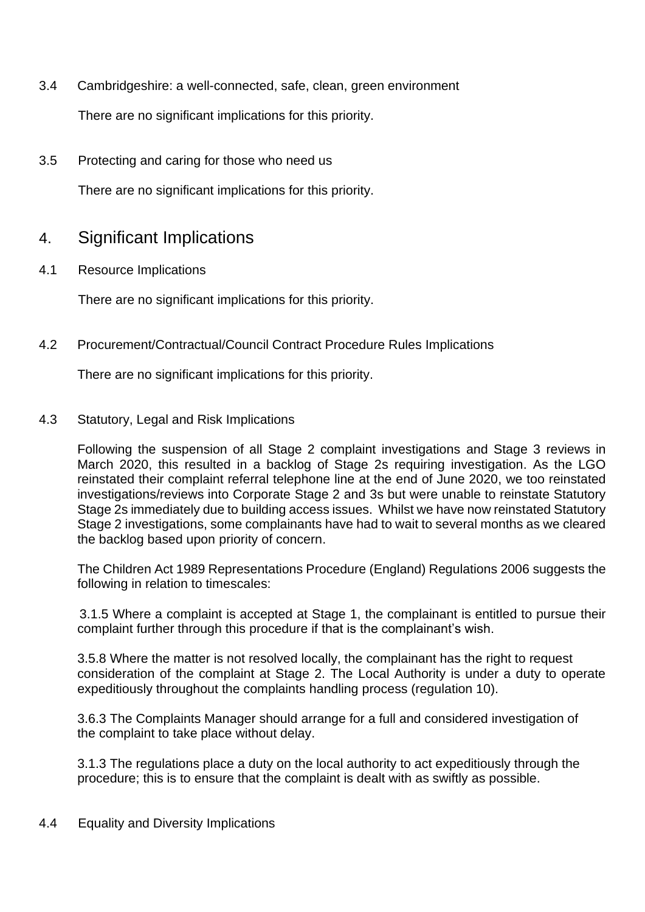3.4 Cambridgeshire: a well-connected, safe, clean, green environment

There are no significant implications for this priority.

3.5 Protecting and caring for those who need us

There are no significant implications for this priority.

## 4. Significant Implications

4.1 Resource Implications

There are no significant implications for this priority.

4.2 Procurement/Contractual/Council Contract Procedure Rules Implications

There are no significant implications for this priority.

4.3 Statutory, Legal and Risk Implications

Following the suspension of all Stage 2 complaint investigations and Stage 3 reviews in March 2020, this resulted in a backlog of Stage 2s requiring investigation. As the LGO reinstated their complaint referral telephone line at the end of June 2020, we too reinstated investigations/reviews into Corporate Stage 2 and 3s but were unable to reinstate Statutory Stage 2s immediately due to building access issues. Whilst we have now reinstated Statutory Stage 2 investigations, some complainants have had to wait to several months as we cleared the backlog based upon priority of concern.

The Children Act 1989 Representations Procedure (England) Regulations 2006 suggests the following in relation to timescales:

3.1.5 Where a complaint is accepted at Stage 1, the complainant is entitled to pursue their complaint further through this procedure if that is the complainant's wish.

3.5.8 Where the matter is not resolved locally, the complainant has the right to request consideration of the complaint at Stage 2. The Local Authority is under a duty to operate expeditiously throughout the complaints handling process (regulation 10).

3.6.3 The Complaints Manager should arrange for a full and considered investigation of the complaint to take place without delay.

3.1.3 The regulations place a duty on the local authority to act expeditiously through the procedure; this is to ensure that the complaint is dealt with as swiftly as possible.

4.4 Equality and Diversity Implications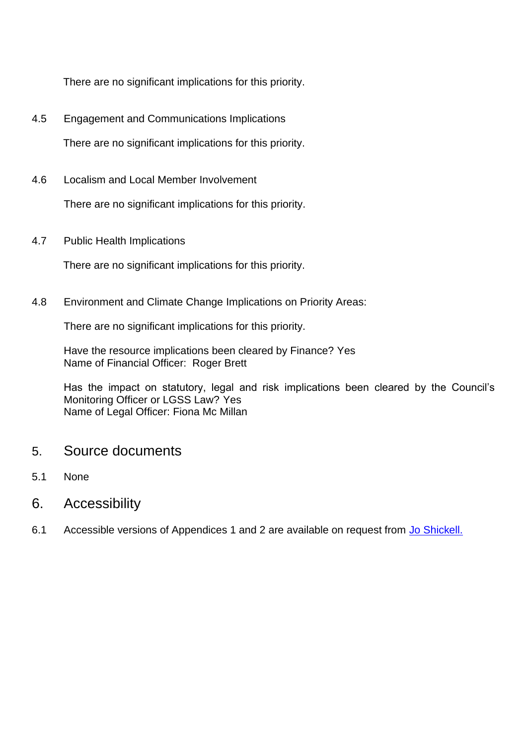There are no significant implications for this priority.

4.5 Engagement and Communications Implications

There are no significant implications for this priority.

4.6 Localism and Local Member Involvement

There are no significant implications for this priority.

4.7 Public Health Implications

There are no significant implications for this priority.

4.8 Environment and Climate Change Implications on Priority Areas:

There are no significant implications for this priority.

Have the resource implications been cleared by Finance? Yes
Name of Financial Officer: Roger Brett

Has the impact on statutory, legal and risk implications been cleared by the Council's Monitoring Officer or LGSS Law? Yes
Name of Legal Officer: Fiona Mc Millan

## 5. Source documents

5.1 None

## 6. Accessibility

6.1 Accessible versions of Appendices 1 and 2 are available on request from [Jo Shickell.]